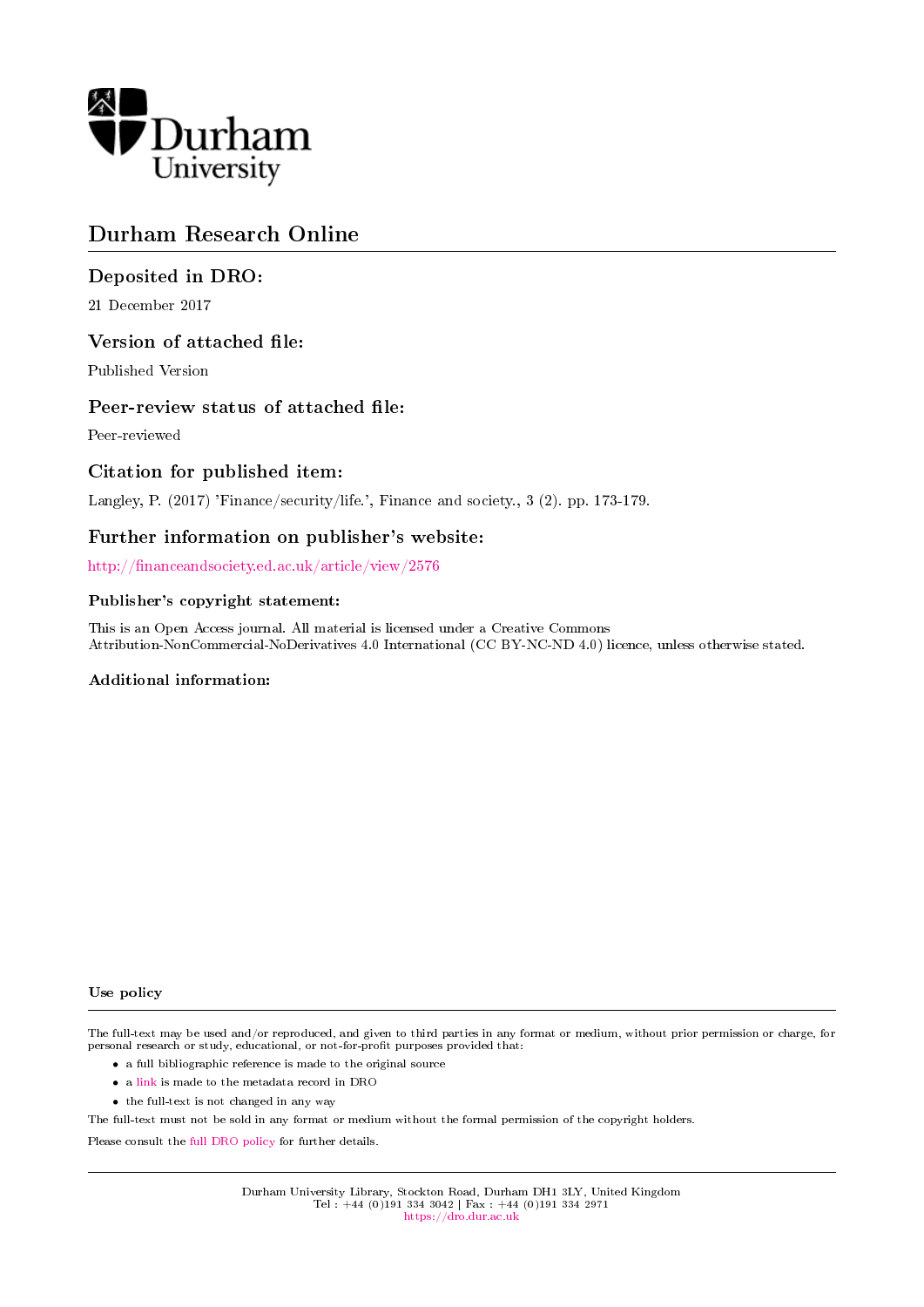Durham University

# Durham Research Online

## Deposited in DRO:

21 December 2017

## Version of attached file:

Published Version

## Peer-review status of attached file:

Peer-reviewed

## Citation for published item:

Langley, P. (2017) 'Finance/security/life.', Finance and society., 3 (2). pp. 173-179.

## Further information on publisher's website:

http://financeandsociety.ed.ac.uk/article/view/2576

### Publisher's copyright statement:

This is an Open Access journal. All material is licensed under a Creative Commons Attribution-NonCommercial-NoDerivatives 4.0 International (CC BY-NC-ND 4.0) licence, unless otherwise stated.

### Additional information:

### Use policy

The full-text may be used and/or reproduced, and given to third parties in any format or medium, without prior permission or charge, for personal research or study, educational, or not-for-profit purposes provided that:

- a full bibliographic reference is made to the original source
- a link is made to the metadata record in DRO
- the full-text is not changed in any way

The full-text must not be sold in any format or medium without the formal permission of the copyright holders.

Please consult the full DRO policy for further details.

Durham University Library, Stockton Road, Durham DH1 3LY, United Kingdom
Tel : +44 (0)191 334 3042 | Fax : +44 (0)191 334 2971
https://dro.dur.ac.uk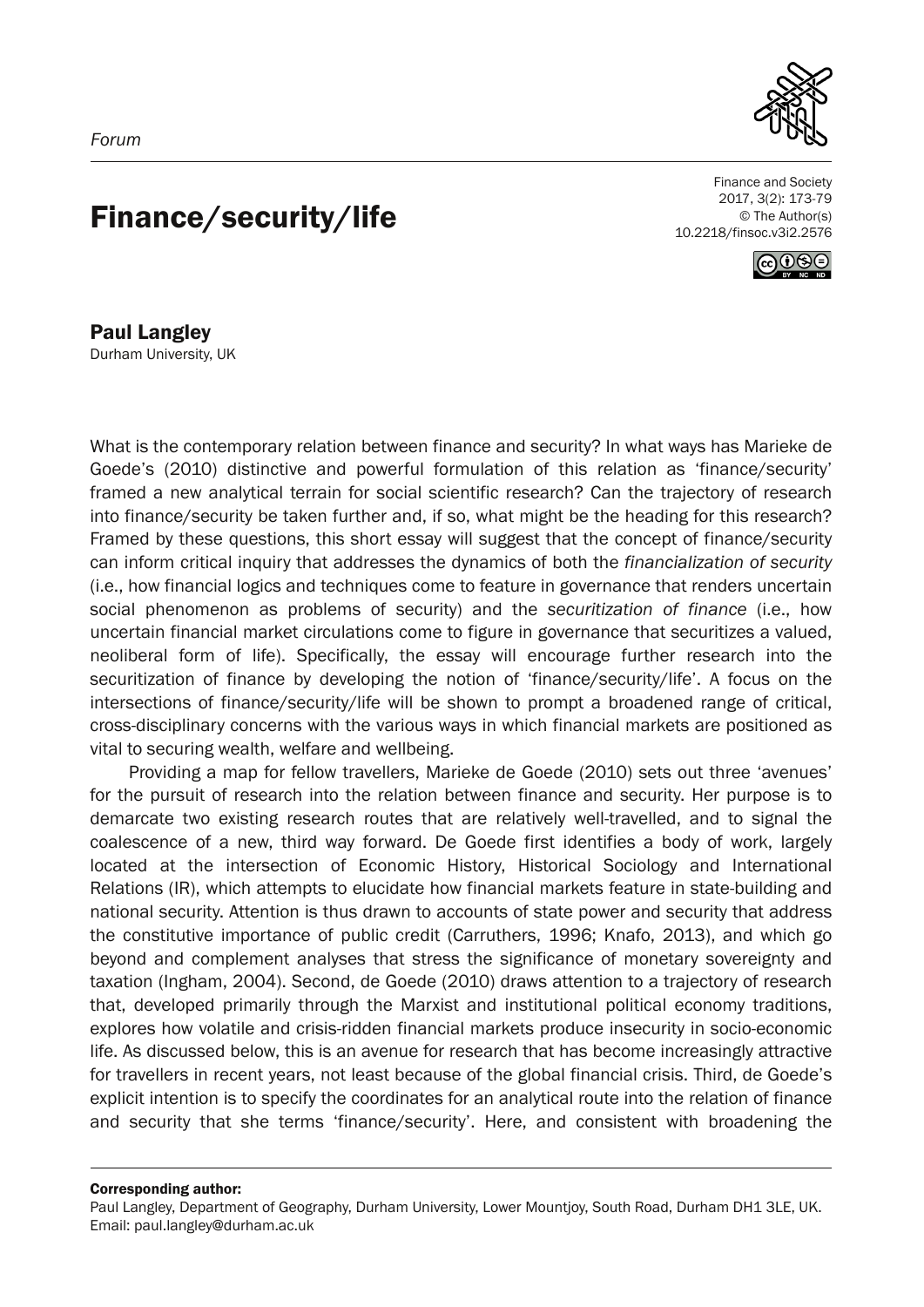*Forum*

# Finance/security/life

**Paul Langley**
Durham University, UK

What is the contemporary relation between finance and security? In what ways has Marieke de Goede's (2010) distinctive and powerful formulation of this relation as 'finance/security' framed a new analytical terrain for social scientific research? Can the trajectory of research into finance/security be taken further and, if so, what might be the heading for this research? Framed by these questions, this short essay will suggest that the concept of finance/security can inform critical inquiry that addresses the dynamics of both the *financialization of security* (i.e., how financial logics and techniques come to feature in governance that renders uncertain social phenomenon as problems of security) and the *securitization of finance* (i.e., how uncertain financial market circulations come to figure in governance that securitizes a valued, neoliberal form of life). Specifically, the essay will encourage further research into the securitization of finance by developing the notion of 'finance/security/life'. A focus on the intersections of finance/security/life will be shown to prompt a broadened range of critical, cross-disciplinary concerns with the various ways in which financial markets are positioned as vital to securing wealth, welfare and wellbeing.

Providing a map for fellow travellers, Marieke de Goede (2010) sets out three 'avenues' for the pursuit of research into the relation between finance and security. Her purpose is to demarcate two existing research routes that are relatively well-travelled, and to signal the coalescence of a new, third way forward. De Goede first identifies a body of work, largely located at the intersection of Economic History, Historical Sociology and International Relations (IR), which attempts to elucidate how financial markets feature in state-building and national security. Attention is thus drawn to accounts of state power and security that address the constitutive importance of public credit (Carruthers, 1996; Knafo, 2013), and which go beyond and complement analyses that stress the significance of monetary sovereignty and taxation (Ingham, 2004). Second, de Goede (2010) draws attention to a trajectory of research that, developed primarily through the Marxist and institutional political economy traditions, explores how volatile and crisis-ridden financial markets produce insecurity in socio-economic life. As discussed below, this is an avenue for research that has become increasingly attractive for travellers in recent years, not least because of the global financial crisis. Third, de Goede's explicit intention is to specify the coordinates for an analytical route into the relation of finance and security that she terms 'finance/security'. Here, and consistent with broadening the

**Corresponding author:**
Paul Langley, Department of Geography, Durham University, Lower Mountjoy, South Road, Durham DH1 3LE, UK. Email: paul.langley@durham.ac.uk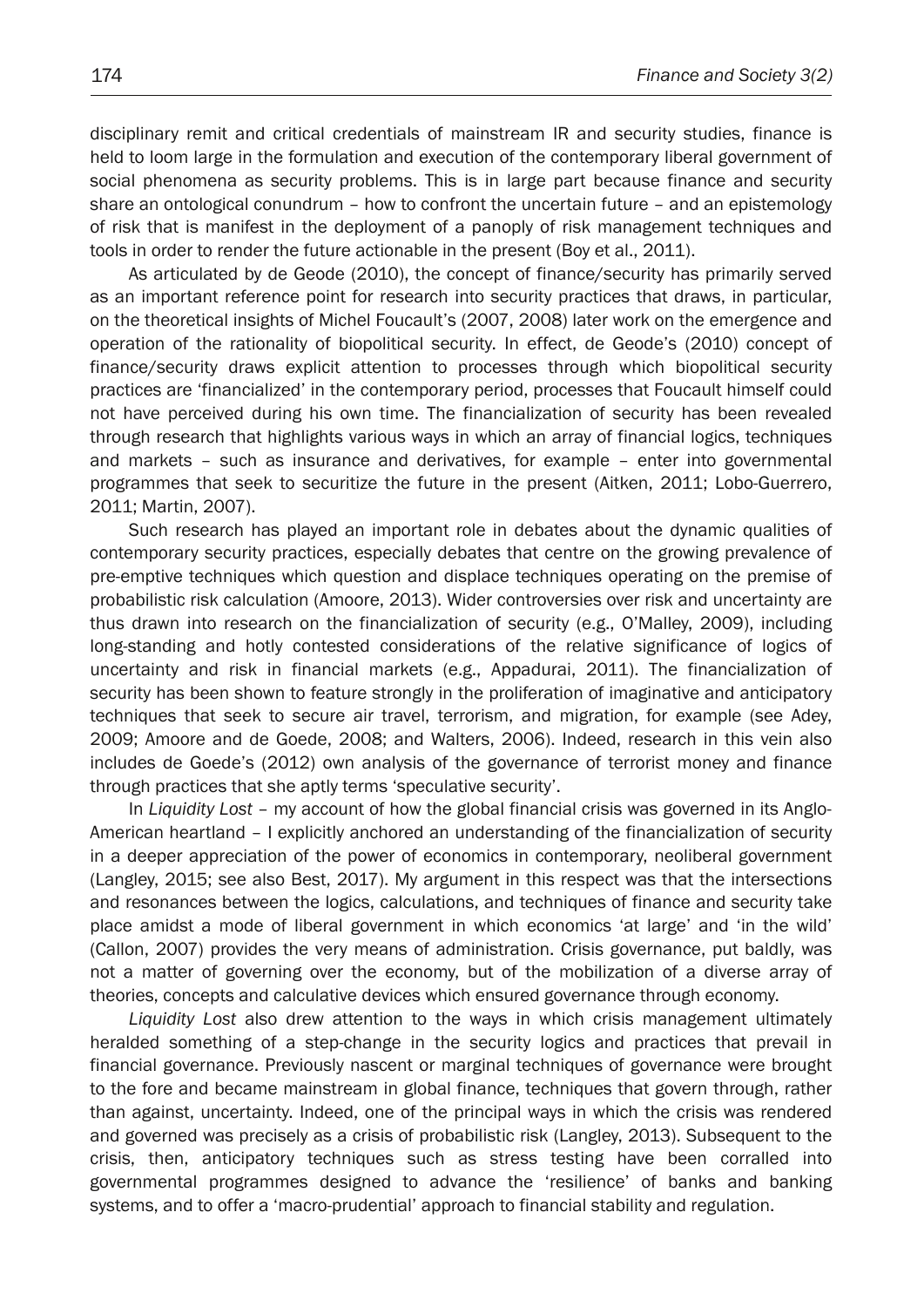disciplinary remit and critical credentials of mainstream IR and security studies, finance is held to loom large in the formulation and execution of the contemporary liberal government of social phenomena as security problems. This is in large part because finance and security share an ontological conundrum – how to confront the uncertain future – and an epistemology of risk that is manifest in the deployment of a panoply of risk management techniques and tools in order to render the future actionable in the present (Boy et al., 2011).

As articulated by de Geode (2010), the concept of finance/security has primarily served as an important reference point for research into security practices that draws, in particular, on the theoretical insights of Michel Foucault's (2007, 2008) later work on the emergence and operation of the rationality of biopolitical security. In effect, de Geode's (2010) concept of finance/security draws explicit attention to processes through which biopolitical security practices are 'financialized' in the contemporary period, processes that Foucault himself could not have perceived during his own time. The financialization of security has been revealed through research that highlights various ways in which an array of financial logics, techniques and markets – such as insurance and derivatives, for example – enter into governmental programmes that seek to securitize the future in the present (Aitken, 2011; Lobo-Guerrero, 2011; Martin, 2007).

Such research has played an important role in debates about the dynamic qualities of contemporary security practices, especially debates that centre on the growing prevalence of pre-emptive techniques which question and displace techniques operating on the premise of probabilistic risk calculation (Amoore, 2013). Wider controversies over risk and uncertainty are thus drawn into research on the financialization of security (e.g., O'Malley, 2009), including long-standing and hotly contested considerations of the relative significance of logics of uncertainty and risk in financial markets (e.g., Appadurai, 2011). The financialization of security has been shown to feature strongly in the proliferation of imaginative and anticipatory techniques that seek to secure air travel, terrorism, and migration, for example (see Adey, 2009; Amoore and de Goede, 2008; and Walters, 2006). Indeed, research in this vein also includes de Goede's (2012) own analysis of the governance of terrorist money and finance through practices that she aptly terms 'speculative security'.

In *Liquidity Lost* – my account of how the global financial crisis was governed in its Anglo-American heartland – I explicitly anchored an understanding of the financialization of security in a deeper appreciation of the power of economics in contemporary, neoliberal government (Langley, 2015; see also Best, 2017). My argument in this respect was that the intersections and resonances between the logics, calculations, and techniques of finance and security take place amidst a mode of liberal government in which economics 'at large' and 'in the wild' (Callon, 2007) provides the very means of administration. Crisis governance, put baldly, was not a matter of governing over the economy, but of the mobilization of a diverse array of theories, concepts and calculative devices which ensured governance through economy.

*Liquidity Lost* also drew attention to the ways in which crisis management ultimately heralded something of a step-change in the security logics and practices that prevail in financial governance. Previously nascent or marginal techniques of governance were brought to the fore and became mainstream in global finance, techniques that govern through, rather than against, uncertainty. Indeed, one of the principal ways in which the crisis was rendered and governed was precisely as a crisis of probabilistic risk (Langley, 2013). Subsequent to the crisis, then, anticipatory techniques such as stress testing have been corralled into governmental programmes designed to advance the 'resilience' of banks and banking systems, and to offer a 'macro-prudential' approach to financial stability and regulation.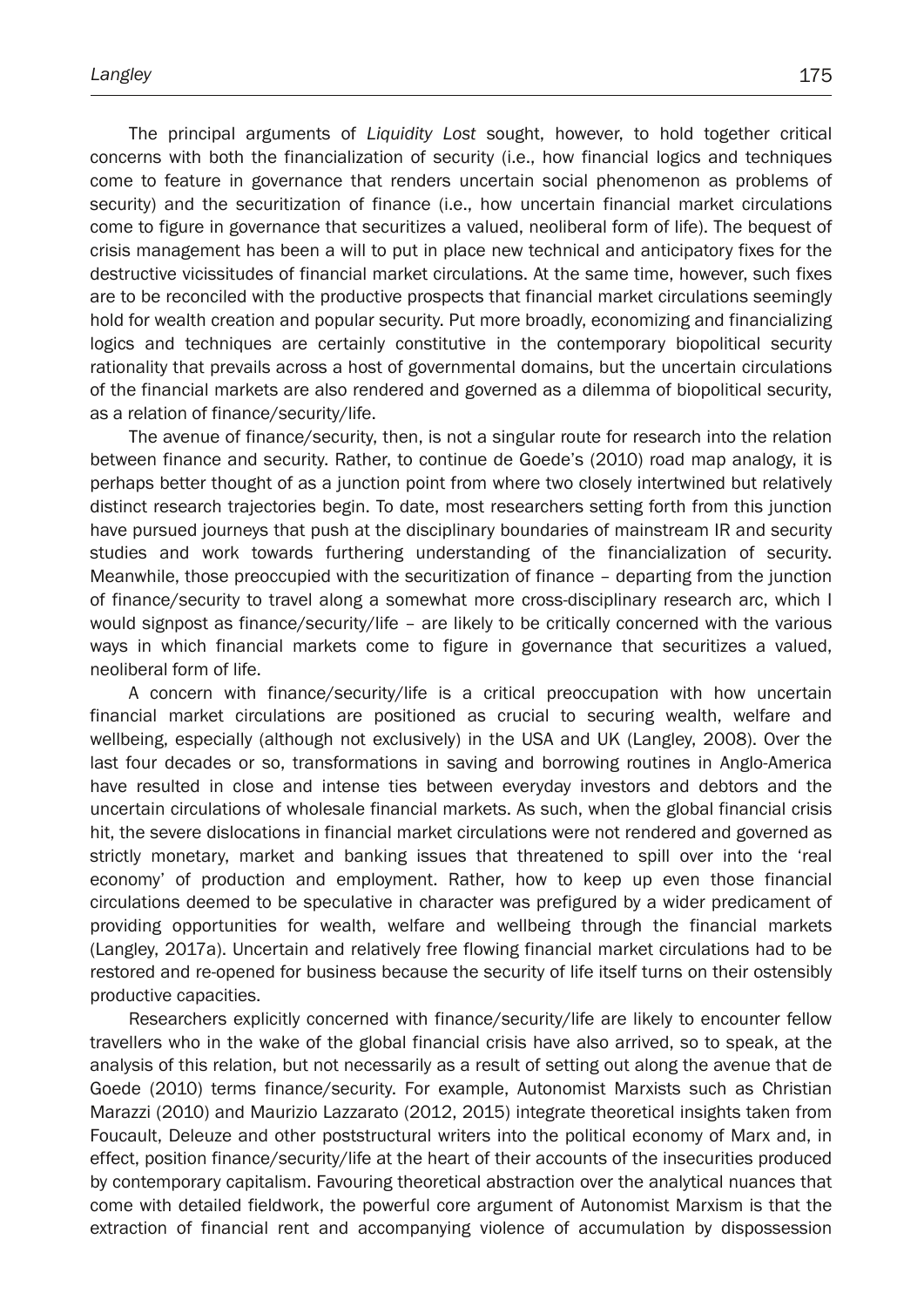The principal arguments of *Liquidity Lost* sought, however, to hold together critical concerns with both the financialization of security (i.e., how financial logics and techniques come to feature in governance that renders uncertain social phenomenon as problems of security) and the securitization of finance (i.e., how uncertain financial market circulations come to figure in governance that securitizes a valued, neoliberal form of life). The bequest of crisis management has been a will to put in place new technical and anticipatory fixes for the destructive vicissitudes of financial market circulations. At the same time, however, such fixes are to be reconciled with the productive prospects that financial market circulations seemingly hold for wealth creation and popular security. Put more broadly, economizing and financializing logics and techniques are certainly constitutive in the contemporary biopolitical security rationality that prevails across a host of governmental domains, but the uncertain circulations of the financial markets are also rendered and governed as a dilemma of biopolitical security, as a relation of finance/security/life.

The avenue of finance/security, then, is not a singular route for research into the relation between finance and security. Rather, to continue de Goede's (2010) road map analogy, it is perhaps better thought of as a junction point from where two closely intertwined but relatively distinct research trajectories begin. To date, most researchers setting forth from this junction have pursued journeys that push at the disciplinary boundaries of mainstream IR and security studies and work towards furthering understanding of the financialization of security. Meanwhile, those preoccupied with the securitization of finance – departing from the junction of finance/security to travel along a somewhat more cross-disciplinary research arc, which I would signpost as finance/security/life – are likely to be critically concerned with the various ways in which financial markets come to figure in governance that securitizes a valued, neoliberal form of life.

A concern with finance/security/life is a critical preoccupation with how uncertain financial market circulations are positioned as crucial to securing wealth, welfare and wellbeing, especially (although not exclusively) in the USA and UK (Langley, 2008). Over the last four decades or so, transformations in saving and borrowing routines in Anglo-America have resulted in close and intense ties between everyday investors and debtors and the uncertain circulations of wholesale financial markets. As such, when the global financial crisis hit, the severe dislocations in financial market circulations were not rendered and governed as strictly monetary, market and banking issues that threatened to spill over into the 'real economy' of production and employment. Rather, how to keep up even those financial circulations deemed to be speculative in character was prefigured by a wider predicament of providing opportunities for wealth, welfare and wellbeing through the financial markets (Langley, 2017a). Uncertain and relatively free flowing financial market circulations had to be restored and re-opened for business because the security of life itself turns on their ostensibly productive capacities.

Researchers explicitly concerned with finance/security/life are likely to encounter fellow travellers who in the wake of the global financial crisis have also arrived, so to speak, at the analysis of this relation, but not necessarily as a result of setting out along the avenue that de Goede (2010) terms finance/security. For example, Autonomist Marxists such as Christian Marazzi (2010) and Maurizio Lazzarato (2012, 2015) integrate theoretical insights taken from Foucault, Deleuze and other poststructural writers into the political economy of Marx and, in effect, position finance/security/life at the heart of their accounts of the insecurities produced by contemporary capitalism. Favouring theoretical abstraction over the analytical nuances that come with detailed fieldwork, the powerful core argument of Autonomist Marxism is that the extraction of financial rent and accompanying violence of accumulation by dispossession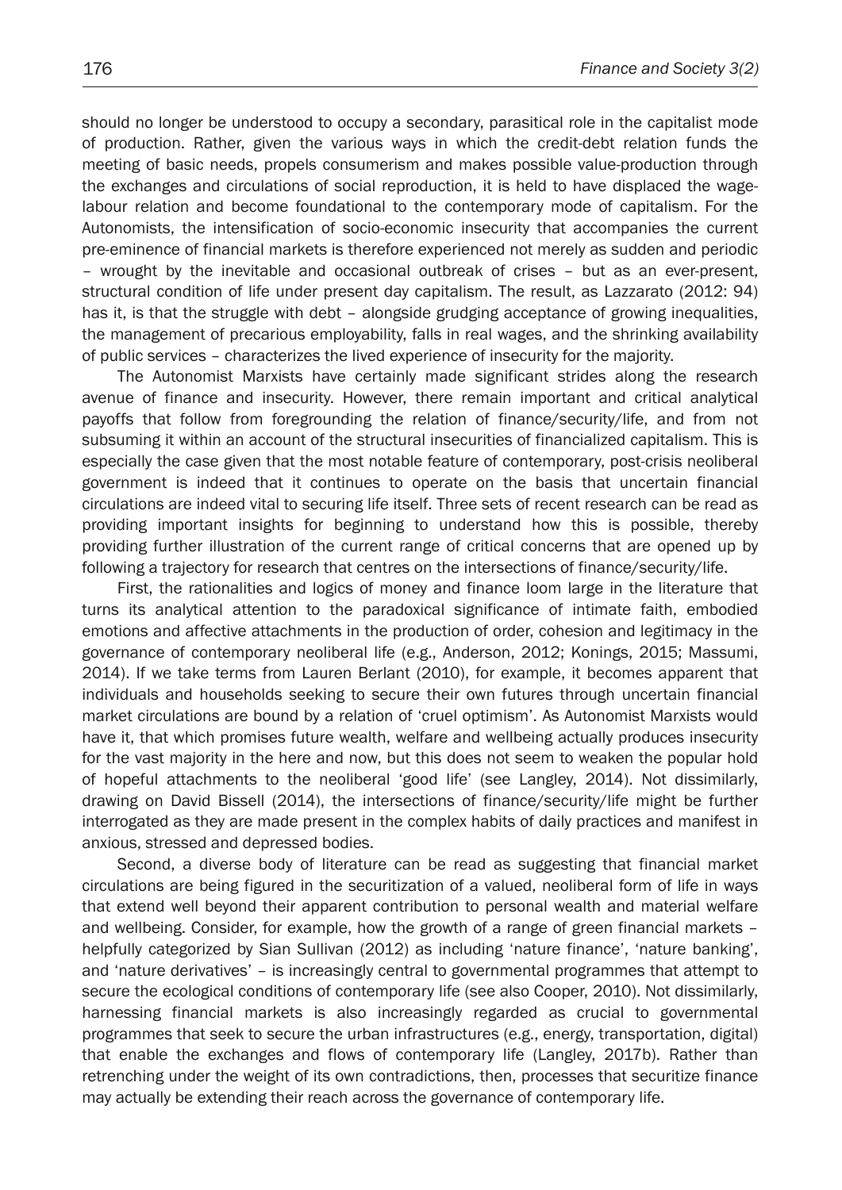should no longer be understood to occupy a secondary, parasitical role in the capitalist mode of production. Rather, given the various ways in which the credit-debt relation funds the meeting of basic needs, propels consumerism and makes possible value-production through the exchanges and circulations of social reproduction, it is held to have displaced the wage-labour relation and become foundational to the contemporary mode of capitalism. For the Autonomists, the intensification of socio-economic insecurity that accompanies the current pre-eminence of financial markets is therefore experienced not merely as sudden and periodic – wrought by the inevitable and occasional outbreak of crises – but as an ever-present, structural condition of life under present day capitalism. The result, as Lazzarato (2012: 94) has it, is that the struggle with debt – alongside grudging acceptance of growing inequalities, the management of precarious employability, falls in real wages, and the shrinking availability of public services – characterizes the lived experience of insecurity for the majority.

The Autonomist Marxists have certainly made significant strides along the research avenue of finance and insecurity. However, there remain important and critical analytical payoffs that follow from foregrounding the relation of finance/security/life, and from not subsuming it within an account of the structural insecurities of financialized capitalism. This is especially the case given that the most notable feature of contemporary, post-crisis neoliberal government is indeed that it continues to operate on the basis that uncertain financial circulations are indeed vital to securing life itself. Three sets of recent research can be read as providing important insights for beginning to understand how this is possible, thereby providing further illustration of the current range of critical concerns that are opened up by following a trajectory for research that centres on the intersections of finance/security/life.

First, the rationalities and logics of money and finance loom large in the literature that turns its analytical attention to the paradoxical significance of intimate faith, embodied emotions and affective attachments in the production of order, cohesion and legitimacy in the governance of contemporary neoliberal life (e.g., Anderson, 2012; Konings, 2015; Massumi, 2014). If we take terms from Lauren Berlant (2010), for example, it becomes apparent that individuals and households seeking to secure their own futures through uncertain financial market circulations are bound by a relation of 'cruel optimism'. As Autonomist Marxists would have it, that which promises future wealth, welfare and wellbeing actually produces insecurity for the vast majority in the here and now, but this does not seem to weaken the popular hold of hopeful attachments to the neoliberal 'good life' (see Langley, 2014). Not dissimilarly, drawing on David Bissell (2014), the intersections of finance/security/life might be further interrogated as they are made present in the complex habits of daily practices and manifest in anxious, stressed and depressed bodies.

Second, a diverse body of literature can be read as suggesting that financial market circulations are being figured in the securitization of a valued, neoliberal form of life in ways that extend well beyond their apparent contribution to personal wealth and material welfare and wellbeing. Consider, for example, how the growth of a range of green financial markets – helpfully categorized by Sian Sullivan (2012) as including 'nature finance', 'nature banking', and 'nature derivatives' – is increasingly central to governmental programmes that attempt to secure the ecological conditions of contemporary life (see also Cooper, 2010). Not dissimilarly, harnessing financial markets is also increasingly regarded as crucial to governmental programmes that seek to secure the urban infrastructures (e.g., energy, transportation, digital) that enable the exchanges and flows of contemporary life (Langley, 2017b). Rather than retrenching under the weight of its own contradictions, then, processes that securitize finance may actually be extending their reach across the governance of contemporary life.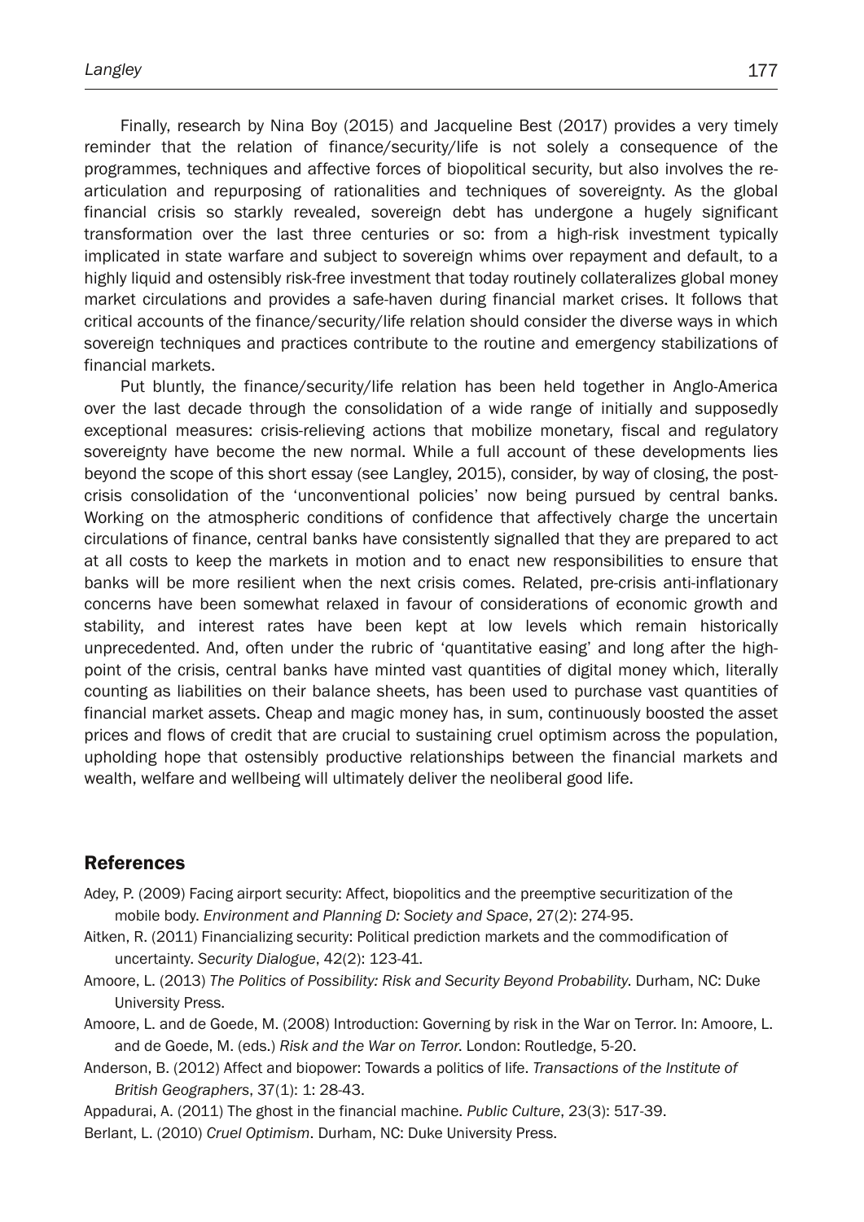Finally, research by Nina Boy (2015) and Jacqueline Best (2017) provides a very timely reminder that the relation of finance/security/life is not solely a consequence of the programmes, techniques and affective forces of biopolitical security, but also involves the re-articulation and repurposing of rationalities and techniques of sovereignty. As the global financial crisis so starkly revealed, sovereign debt has undergone a hugely significant transformation over the last three centuries or so: from a high-risk investment typically implicated in state warfare and subject to sovereign whims over repayment and default, to a highly liquid and ostensibly risk-free investment that today routinely collateralizes global money market circulations and provides a safe-haven during financial market crises. It follows that critical accounts of the finance/security/life relation should consider the diverse ways in which sovereign techniques and practices contribute to the routine and emergency stabilizations of financial markets.

Put bluntly, the finance/security/life relation has been held together in Anglo-America over the last decade through the consolidation of a wide range of initially and supposedly exceptional measures: crisis-relieving actions that mobilize monetary, fiscal and regulatory sovereignty have become the new normal. While a full account of these developments lies beyond the scope of this short essay (see Langley, 2015), consider, by way of closing, the post-crisis consolidation of the 'unconventional policies' now being pursued by central banks. Working on the atmospheric conditions of confidence that affectively charge the uncertain circulations of finance, central banks have consistently signalled that they are prepared to act at all costs to keep the markets in motion and to enact new responsibilities to ensure that banks will be more resilient when the next crisis comes. Related, pre-crisis anti-inflationary concerns have been somewhat relaxed in favour of considerations of economic growth and stability, and interest rates have been kept at low levels which remain historically unprecedented. And, often under the rubric of 'quantitative easing' and long after the high-point of the crisis, central banks have minted vast quantities of digital money which, literally counting as liabilities on their balance sheets, has been used to purchase vast quantities of financial market assets. Cheap and magic money has, in sum, continuously boosted the asset prices and flows of credit that are crucial to sustaining cruel optimism across the population, upholding hope that ostensibly productive relationships between the financial markets and wealth, welfare and wellbeing will ultimately deliver the neoliberal good life.

## References

Adey, P. (2009) Facing airport security: Affect, biopolitics and the preemptive securitization of the mobile body. *Environment and Planning D: Society and Space*, 27(2): 274-95.

Aitken, R. (2011) Financializing security: Political prediction markets and the commodification of uncertainty. *Security Dialogue*, 42(2): 123-41.

Amoore, L. (2013) *The Politics of Possibility: Risk and Security Beyond Probability*. Durham, NC: Duke University Press.

Amoore, L. and de Goede, M. (2008) Introduction: Governing by risk in the War on Terror. In: Amoore, L. and de Goede, M. (eds.) *Risk and the War on Terror*. London: Routledge, 5-20.

Anderson, B. (2012) Affect and biopower: Towards a politics of life. *Transactions of the Institute of British Geographers*, 37(1): 1: 28-43.

Appadurai, A. (2011) The ghost in the financial machine. *Public Culture*, 23(3): 517-39.

Berlant, L. (2010) *Cruel Optimism*. Durham, NC: Duke University Press.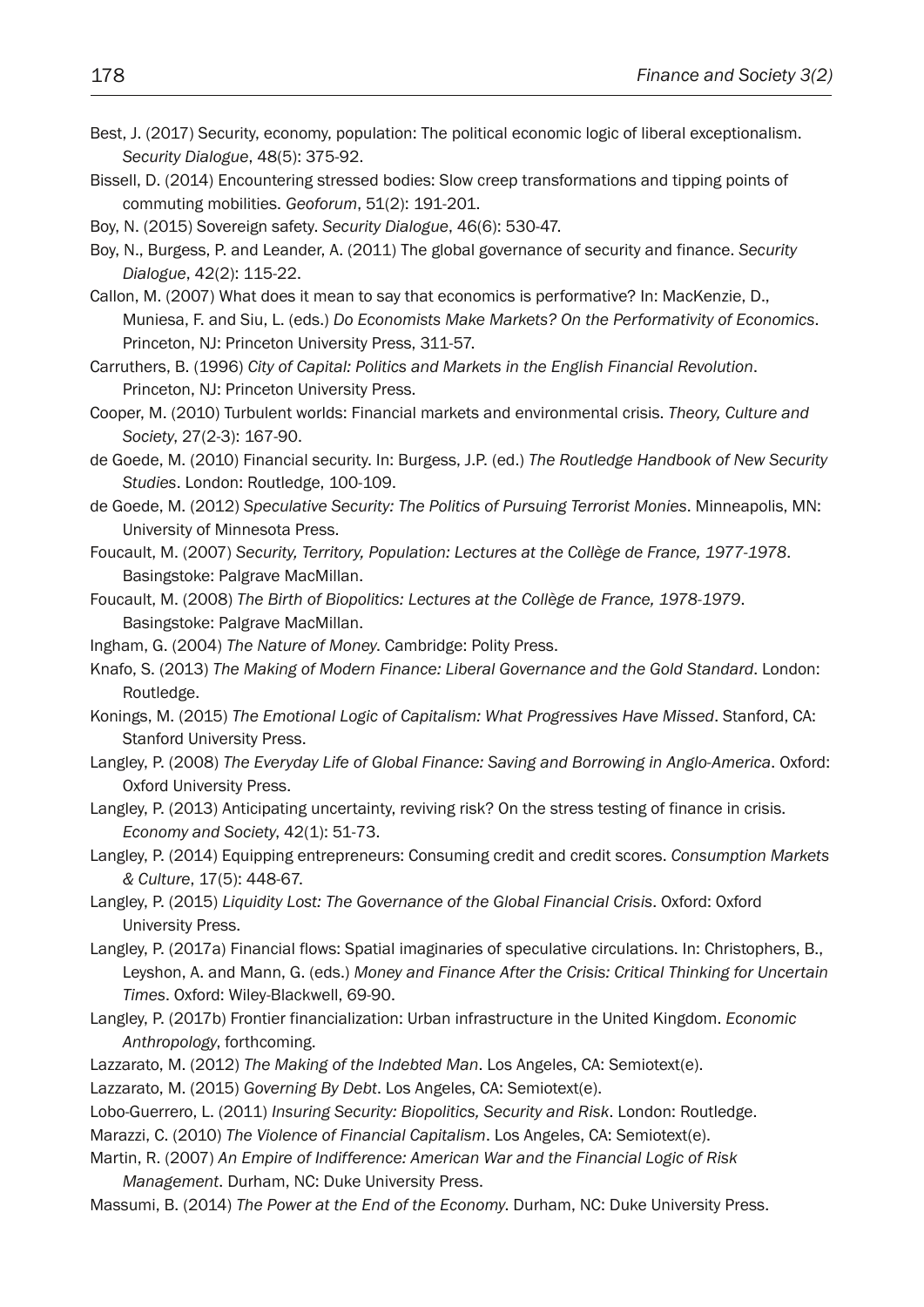Best, J. (2017) Security, economy, population: The political economic logic of liberal exceptionalism. *Security Dialogue*, 48(5): 375-92.

Bissell, D. (2014) Encountering stressed bodies: Slow creep transformations and tipping points of commuting mobilities. *Geoforum*, 51(2): 191-201.

Boy, N. (2015) Sovereign safety. *Security Dialogue*, 46(6): 530-47.

Boy, N., Burgess, P. and Leander, A. (2011) The global governance of security and finance. *Security Dialogue*, 42(2): 115-22.

Callon, M. (2007) What does it mean to say that economics is performative? In: MacKenzie, D., Muniesa, F. and Siu, L. (eds.) *Do Economists Make Markets? On the Performativity of Economics*. Princeton, NJ: Princeton University Press, 311-57.

Carruthers, B. (1996) *City of Capital: Politics and Markets in the English Financial Revolution*. Princeton, NJ: Princeton University Press.

Cooper, M. (2010) Turbulent worlds: Financial markets and environmental crisis. *Theory, Culture and Society*, 27(2-3): 167-90.

de Goede, M. (2010) Financial security. In: Burgess, J.P. (ed.) *The Routledge Handbook of New Security Studies*. London: Routledge, 100-109.

de Goede, M. (2012) *Speculative Security: The Politics of Pursuing Terrorist Monies*. Minneapolis, MN: University of Minnesota Press.

Foucault, M. (2007) *Security, Territory, Population: Lectures at the Collège de France, 1977-1978*. Basingstoke: Palgrave MacMillan.

Foucault, M. (2008) *The Birth of Biopolitics: Lectures at the Collège de France, 1978-1979*. Basingstoke: Palgrave MacMillan.

Ingham, G. (2004) *The Nature of Money*. Cambridge: Polity Press.

Knafo, S. (2013) *The Making of Modern Finance: Liberal Governance and the Gold Standard*. London: Routledge.

Konings, M. (2015) *The Emotional Logic of Capitalism: What Progressives Have Missed*. Stanford, CA: Stanford University Press.

Langley, P. (2008) *The Everyday Life of Global Finance: Saving and Borrowing in Anglo-America*. Oxford: Oxford University Press.

Langley, P. (2013) Anticipating uncertainty, reviving risk? On the stress testing of finance in crisis. *Economy and Society*, 42(1): 51-73.

Langley, P. (2014) Equipping entrepreneurs: Consuming credit and credit scores. *Consumption Markets & Culture*, 17(5): 448-67.

Langley, P. (2015) *Liquidity Lost: The Governance of the Global Financial Crisis*. Oxford: Oxford University Press.

Langley, P. (2017a) Financial flows: Spatial imaginaries of speculative circulations. In: Christophers, B., Leyshon, A. and Mann, G. (eds.) *Money and Finance After the Crisis: Critical Thinking for Uncertain Times*. Oxford: Wiley-Blackwell, 69-90.

Langley, P. (2017b) Frontier financialization: Urban infrastructure in the United Kingdom. *Economic Anthropology*, forthcoming.

Lazzarato, M. (2012) *The Making of the Indebted Man*. Los Angeles, CA: Semiotext(e).

Lazzarato, M. (2015) *Governing By Debt*. Los Angeles, CA: Semiotext(e).

Lobo-Guerrero, L. (2011) *Insuring Security: Biopolitics, Security and Risk*. London: Routledge.

Marazzi, C. (2010) *The Violence of Financial Capitalism*. Los Angeles, CA: Semiotext(e).

Martin, R. (2007) *An Empire of Indifference: American War and the Financial Logic of Risk Management*. Durham, NC: Duke University Press.

Massumi, B. (2014) *The Power at the End of the Economy*. Durham, NC: Duke University Press.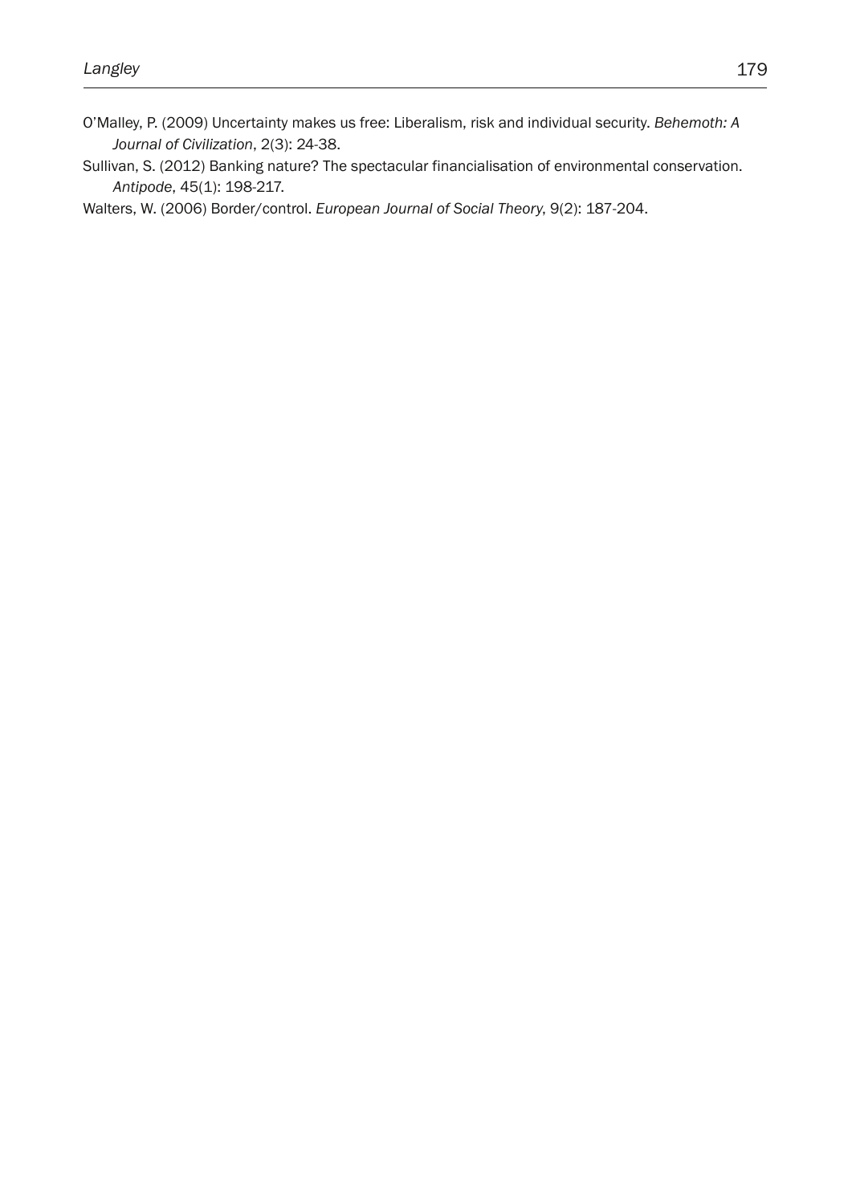O'Malley, P. (2009) Uncertainty makes us free: Liberalism, risk and individual security. *Behemoth: A Journal of Civilization*, 2(3): 24-38.

Sullivan, S. (2012) Banking nature? The spectacular financialisation of environmental conservation. *Antipode*, 45(1): 198-217.

Walters, W. (2006) Border/control. *European Journal of Social Theory*, 9(2): 187-204.